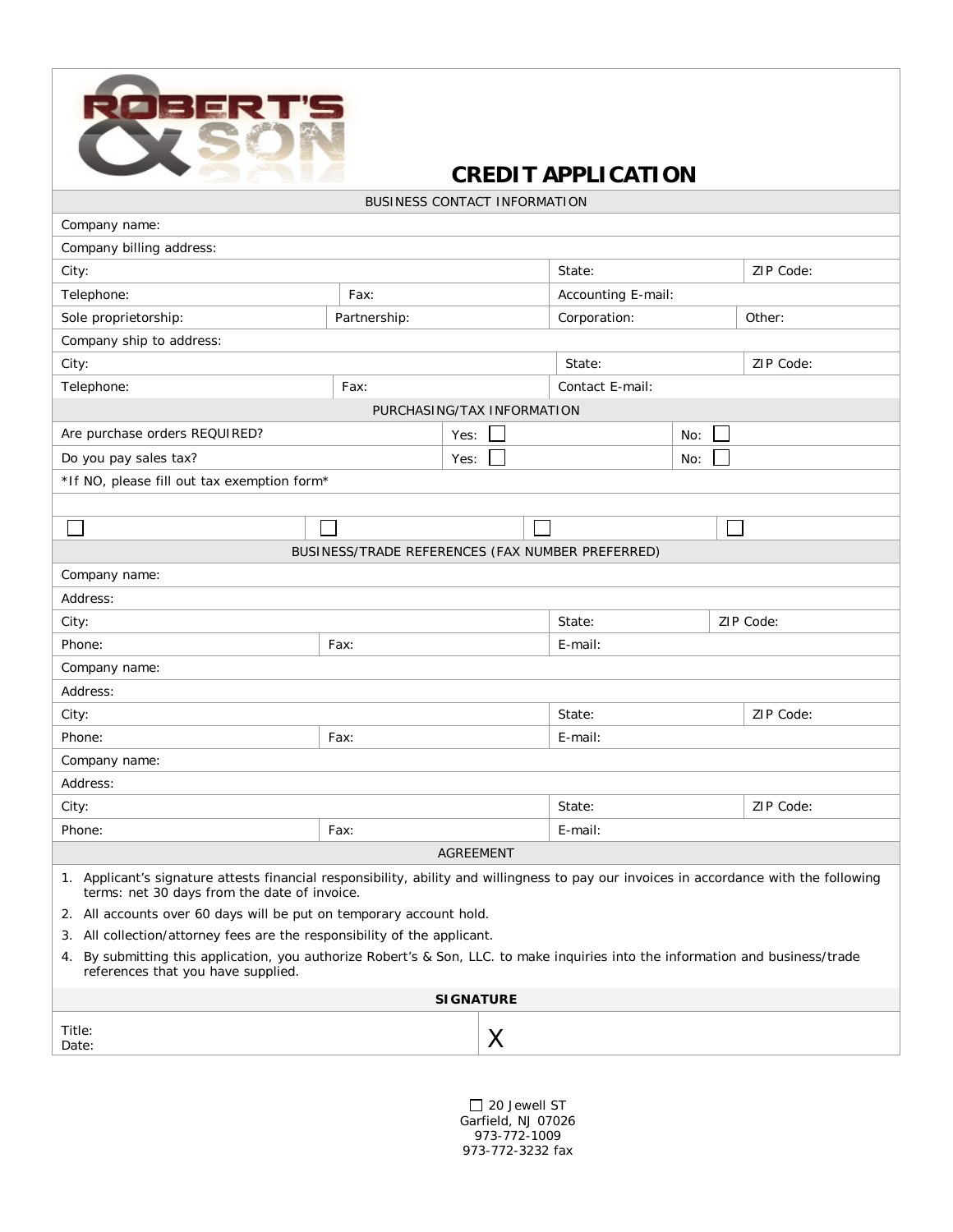ROBERT'S & SON

# CREDIT APPLICATION

| BUSINESS CONTACT INFORMATION | | | |
|---|---|---|---|
| Company name: | | | |
| Company billing address: | | | |
| City: | | State: | ZIP Code: |
| Telephone: | Fax: | Accounting E-mail: | |
| Sole proprietorship: | Partnership: | Corporation: | Other: |
| Company ship to address: | | | |
| City: | | State: | ZIP Code: |
| Telephone: | Fax: | Contact E-mail: | |

| PURCHASING/TAX INFORMATION | | | |
|---|---|---|---|
| Are purchase orders REQUIRED? | | Yes: ☐ | No: ☐ |
| Do you pay sales tax? | | Yes: ☐ | No: ☐ |
| *If NO, please fill out tax exemption form* | | | |
| | | | |
| ☐ | ☐ | ☐ | ☐ |

| BUSINESS/TRADE REFERENCES (FAX NUMBER PREFERRED) | | | |
|---|---|---|---|
| Company name: | | | |
| Address: | | | |
| City: | | State: | ZIP Code: |
| Phone: | Fax: | E-mail: | |
| Company name: | | | |
| Address: | | | |
| City: | | State: | ZIP Code: |
| Phone: | Fax: | E-mail: | |
| Company name: | | | |
| Address: | | | |
| City: | | State: | ZIP Code: |
| Phone: | Fax: | E-mail: | |

## AGREEMENT

1. Applicant's signature attests financial responsibility, ability and willingness to pay our invoices in accordance with the following terms: net 30 days from the date of invoice.
2. All accounts over 60 days will be put on temporary account hold.
3. All collection/attorney fees are the responsibility of the applicant.
4. By submitting this application, you authorize Robert's & Son, LLC. to make inquiries into the information and business/trade references that you have supplied.

## SIGNATURE

| Title: | X |
|---|---|
| Date: | |

☐ 20 Jewell ST
Garfield, NJ 07026
973-772-1009
973-772-3232 fax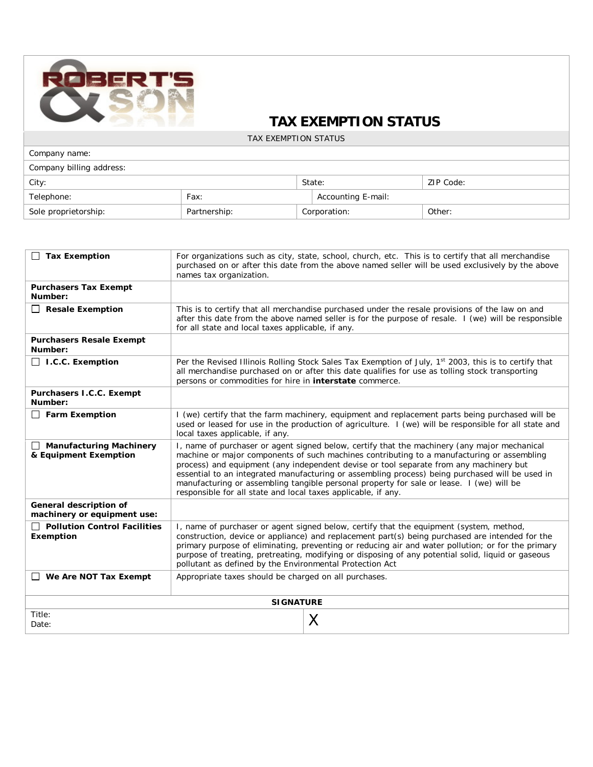# TAX EXEMPTION STATUS

| TAX EXEMPTION STATUS | | | | |
|---|---|---|---|---|
| Company name: | | | | |
| Company billing address: | | | | |
| City: | | State: | | ZIP Code: |
| Telephone: | Fax: | Accounting E-mail: | | |
| Sole proprietorship: | Partnership: | Corporation: | | Other: |

| | |
|---|---|
| ☐ **Tax Exemption** | For organizations such as city, state, school, church, etc. This is to certify that all merchandise purchased on or after this date from the above named seller will be used exclusively by the above names tax organization. |
| **Purchasers Tax Exempt Number:** | |
| ☐ **Resale Exemption** | This is to certify that all merchandise purchased under the resale provisions of the law on and after this date from the above named seller is for the purpose of resale. I (we) will be responsible for all state and local taxes applicable, if any. |
| **Purchasers Resale Exempt Number:** | |
| ☐ **I.C.C. Exemption** | Per the Revised Illinois Rolling Stock Sales Tax Exemption of July, 1st 2003, this is to certify that all merchandise purchased on or after this date qualifies for use as tolling stock transporting persons or commodities for hire in **interstate** commerce. |
| **Purchasers I.C.C. Exempt Number:** | |
| ☐ **Farm Exemption** | I (we) certify that the farm machinery, equipment and replacement parts being purchased will be used or leased for use in the production of agriculture. I (we) will be responsible for all state and local taxes applicable, if any. |
| ☐ **Manufacturing Machinery & Equipment Exemption** | I, name of purchaser or agent signed below, certify that the machinery (any major mechanical machine or major components of such machines contributing to a manufacturing or assembling process) and equipment (any independent devise or tool separate from any machinery but essential to an integrated manufacturing or assembling process) being purchased will be used in manufacturing or assembling tangible personal property for sale or lease. I (we) will be responsible for all state and local taxes applicable, if any. |
| **General description of machinery or equipment use:** | |
| ☐ **Pollution Control Facilities Exemption** | I, name of purchaser or agent signed below, certify that the equipment (system, method, construction, device or appliance) and replacement part(s) being purchased are intended for the primary purpose of eliminating, preventing or reducing air and water pollution; or for the primary purpose of treating, pretreating, modifying or disposing of any potential solid, liquid or gaseous pollutant as defined by the Environmental Protection Act |
| ☐ **We Are NOT Tax Exempt** | Appropriate taxes should be charged on all purchases. |

| **SIGNATURE** | |
|---|---|
| Title:<br>Date: | X |